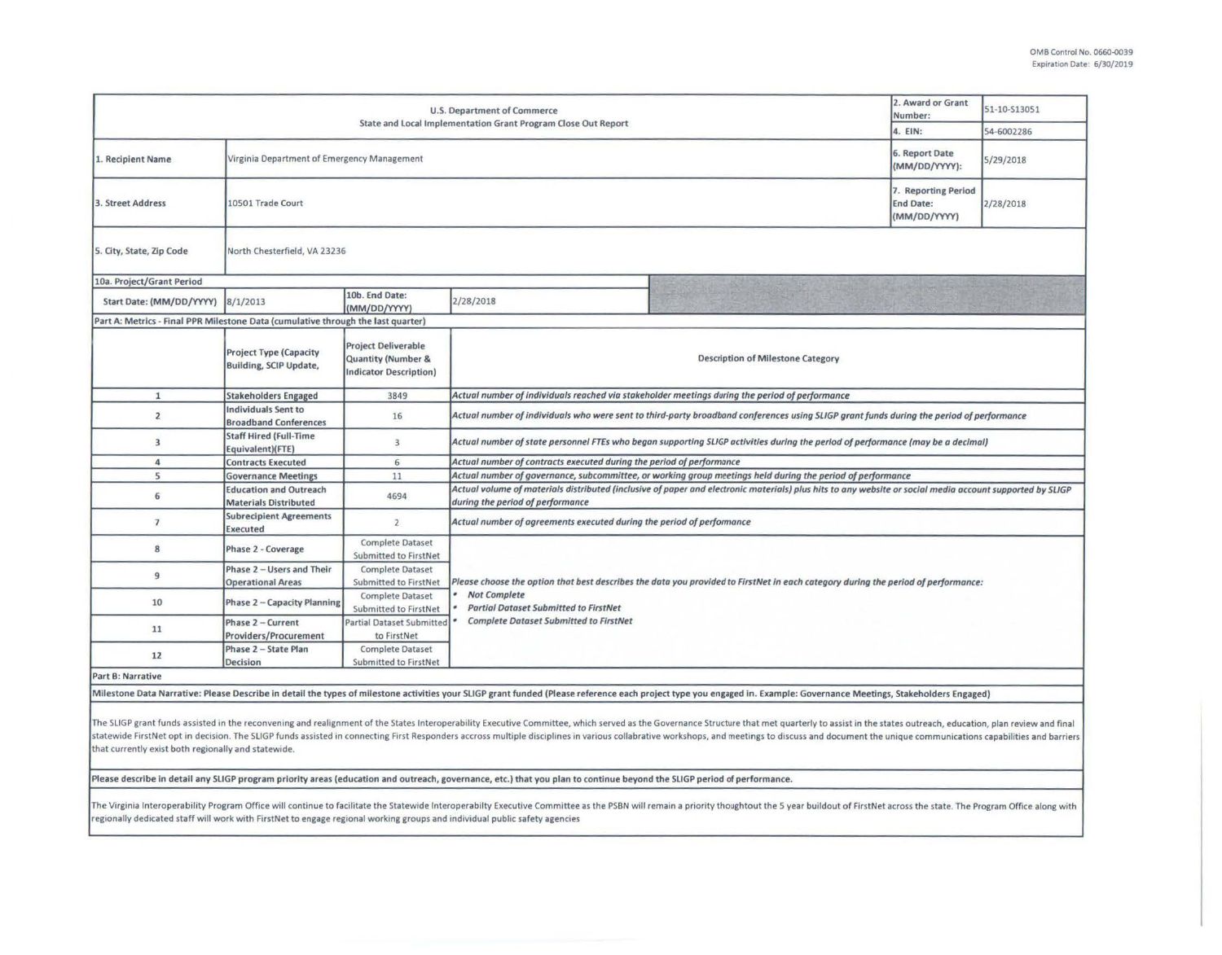OMB Control No. 0660-0039
Expiration Date: 6/30/2019

| U.S. Department of Commerce State and Local Implementation Grant Program Close Out Report | | | 2. Award or Grant Number: | 51-10-S13051 |
|---|---|---|---|---|
| | | | 4. EIN: | 54-6002286 |
| 1. Recipient Name | Virginia Department of Emergency Management | | 6. Report Date (MM/DD/YYYY): | 5/29/2018 |
| 3. Street Address | 10501 Trade Court | | 7. Reporting Period End Date: (MM/DD/YYYY) | 2/28/2018 |
| 5. City, State, Zip Code | North Chesterfield, VA 23236 | | | |
| 10a. Project/Grant Period | | | | |
| Start Date: (MM/DD/YYYY) | 8/1/2013 | 10b. End Date: (MM/DD/YYYY) | 2/28/2018 | |

**Part A: Metrics - Final PPR Milestone Data (cumulative through the last quarter)**

| | Project Type (Capacity Building, SCIP Update, | Project Deliverable Quantity (Number & Indicator Description) | Description of Milestone Category |
|---|---|---|---|
| 1 | Stakeholders Engaged | 3849 | *Actual number of individuals reached via stakeholder meetings during the period of performance* |
| 2 | Individuals Sent to Broadband Conferences | 16 | *Actual number of individuals who were sent to third-party broadband conferences using SLIGP grant funds during the period of performance* |
| 3 | Staff Hired (Full-Time Equivalent)(FTE) | 3 | *Actual number of state personnel FTEs who began supporting SLIGP activities during the period of performance (may be a decimal)* |
| 4 | Contracts Executed | 6 | *Actual number of contracts executed during the period of performance* |
| 5 | Governance Meetings | 11 | *Actual number of governance, subcommittee, or working group meetings held during the period of performance* |
| 6 | Education and Outreach Materials Distributed | 4694 | *Actual volume of materials distributed (inclusive of paper and electronic materials) plus hits to any website or social media account supported by SLIGP during the period of performance* |
| 7 | Subrecipient Agreements Executed | 2 | *Actual number of agreements executed during the period of performance* |
| 8 | Phase 2 - Coverage | Complete Dataset Submitted to FirstNet | *Please choose the option that best describes the data you provided to FirstNet in each category during the period of performance:* • *Not Complete* • *Partial Dataset Submitted to FirstNet* • *Complete Dataset Submitted to FirstNet* |
| 9 | Phase 2 – Users and Their Operational Areas | Complete Dataset Submitted to FirstNet | |
| 10 | Phase 2 – Capacity Planning | Complete Dataset Submitted to FirstNet | |
| 11 | Phase 2 – Current Providers/Procurement | Partial Dataset Submitted to FirstNet | |
| 12 | Phase 2 – State Plan Decision | Complete Dataset Submitted to FirstNet | |

**Part B: Narrative**

**Milestone Data Narrative: Please Describe in detail the types of milestone activities your SLIGP grant funded (Please reference each project type you engaged in. Example: Governance Meetings, Stakeholders Engaged)**

The SLIGP grant funds assisted in the reconvening and realignment of the States Interoperability Executive Committee, which served as the Governance Structure that met quarterly to assist in the states outreach, education, plan review and final statewide FirstNet opt in decision. The SLIGP funds assisted in connecting First Responders accross multiple disciplines in various collabrative workshops, and meetings to discuss and document the unique communications capabilities and barriers that currently exist both regionally and statewide.

**Please describe in detail any SLIGP program priority areas (education and outreach, governance, etc.) that you plan to continue beyond the SLIGP period of performance.**

The Virginia Interoperability Program Office will continue to facilitate the Statewide Interoperabilty Executive Committee as the PSBN will remain a priority thoughtout the 5 year buildout of FirstNet across the state. The Program Office along with regionally dedicated staff will work with FirstNet to engage regional working groups and individual public safety agencies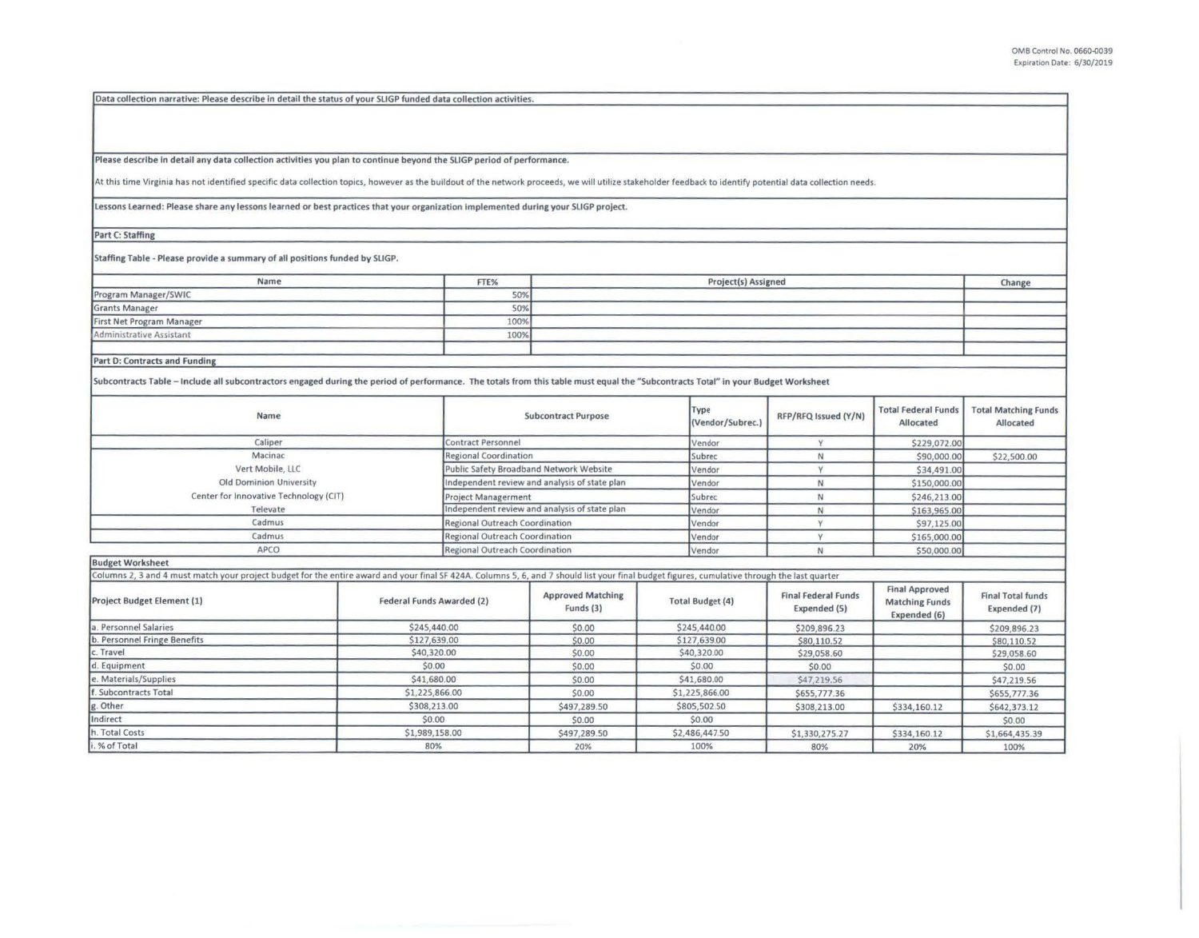Data collection narrative: Please describe in detail the status of your SLIGP funded data collection activities.

Please describe in detail any data collection activities you plan to continue beyond the SLIGP period of performance.

At this time Virginia has not identified specific data collection topics, however as the buildout of the network proceeds, we will utilize stakeholder feedback to identify potential data collection needs.

Lessons Learned: Please share any lessons learned or best practices that your organization implemented during your SLIGP project.

## Part C: Staffing

Staffing Table - Please provide a summary of all positions funded by SLIGP.

| Name | FTE% | Project(s) Assigned | Change |
|---|---|---|---|
| Program Manager/SWIC | 50% | | |
| Grants Manager | 50% | | |
| First Net Program Manager | 100% | | |
| Administrative Assistant | 100% | | |
| | | | |

## Part D: Contracts and Funding

Subcontracts Table – Include all subcontractors engaged during the period of performance. The totals from this table must equal the "Subcontracts Total" in your Budget Worksheet

| Name | Subcontract Purpose | Type (Vendor/Subrec.) | RFP/RFQ Issued (Y/N) | Total Federal Funds Allocated | Total Matching Funds Allocated |
|---|---|---|---|---|---|
| Caliper | Contract Personnel | Vendor | Y | $229,072.00 | |
| Macinac | Regional Coordination | Subrec | N | $90,000.00 | $22,500.00 |
| Vert Mobile, LLC | Public Safety Broadband Network Website | Vendor | Y | $34,491.00 | |
| Old Dominion University | Independent review and analysis of state plan | Vendor | N | $150,000.00 | |
| Center for Innovative Technology (CIT) | Project Managerment | Subrec | N | $246,213.00 | |
| Televate | Independent review and analysis of state plan | Vendor | N | $163,965.00 | |
| Cadmus | Regional Outreach Coordination | Vendor | Y | $97,125.00 | |
| Cadmus | Regional Outreach Coordination | Vendor | Y | $165,000.00 | |
| APCO | Regional Outreach Coordination | Vendor | N | $50,000.00 | |

## Budget Worksheet

Columns 2, 3 and 4 must match your project budget for the entire award and your final SF 424A. Columns 5, 6, and 7 should list your final budget figures, cumulative through the last quarter

| Project Budget Element (1) | Federal Funds Awarded (2) | Approved Matching Funds (3) | Total Budget (4) | Final Federal Funds Expended (5) | Final Approved Matching Funds Expended (6) | Final Total funds Expended (7) |
|---|---|---|---|---|---|---|
| a. Personnel Salaries | $245,440.00 | $0.00 | $245,440.00 | $209,896.23 | | $209,896.23 |
| b. Personnel Fringe Benefits | $127,639.00 | $0.00 | $127,639.00 | $80,110.52 | | $80,110.52 |
| c. Travel | $40,320.00 | $0.00 | $40,320.00 | $29,058.60 | | $29,058.60 |
| d. Equipment | $0.00 | $0.00 | $0.00 | $0.00 | | $0.00 |
| e. Materials/Supplies | $41,680.00 | $0.00 | $41,680.00 | $47,219.56 | | $47,219.56 |
| f. Subcontracts Total | $1,225,866.00 | $0.00 | $1,225,866.00 | $655,777.36 | | $655,777.36 |
| g. Other | $308,213.00 | $497,289.50 | $805,502.50 | $308,213.00 | $334,160.12 | $642,373.12 |
| Indirect | $0.00 | $0.00 | $0.00 | | | $0.00 |
| h. Total Costs | $1,989,158.00 | $497,289.50 | $2,486,447.50 | $1,330,275.27 | $334,160.12 | $1,664,435.39 |
| i. % of Total | 80% | 20% | 100% | 80% | 20% | 100% |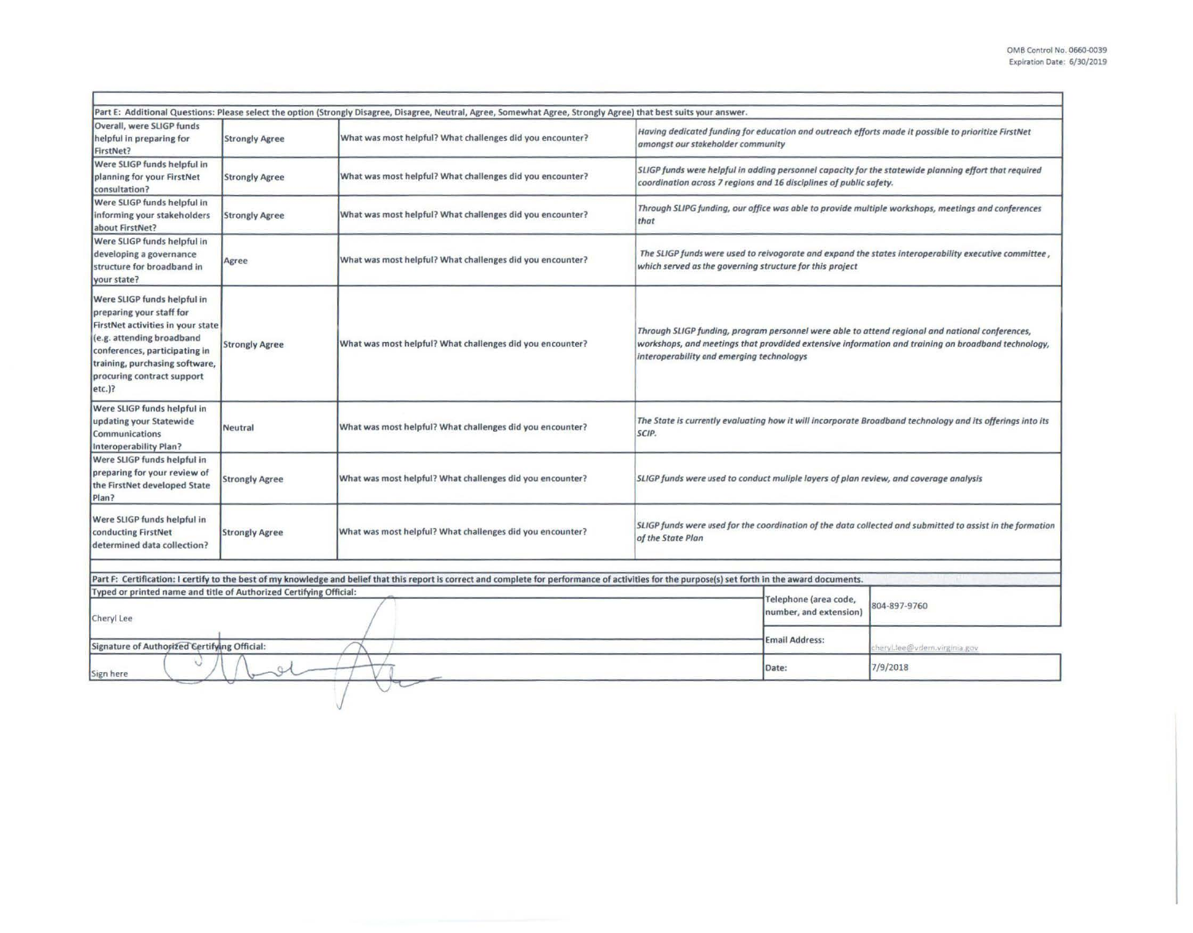| | | | |
|---|---|---|---|
| **Part E: Additional Questions: Please select the option (Strongly Disagree, Disagree, Neutral, Agree, Somewhat Agree, Strongly Agree) that best suits your answer.** | | | |
| Overall, were SLIGP funds helpful in preparing for FirstNet? | Strongly Agree | What was most helpful? What challenges did you encounter? | *Having dedicated funding for education and outreach efforts made it possible to prioritize FirstNet amongst our stakeholder community* |
| Were SLIGP funds helpful in planning for your FirstNet consultation? | Strongly Agree | What was most helpful? What challenges did you encounter? | *SLIGP funds were helpful in adding personnel capacity for the statewide planning effort that required coordination across 7 regions and 16 disciplines of public safety.* |
| Were SLIGP funds helpful in informing your stakeholders about FirstNet? | Strongly Agree | What was most helpful? What challenges did you encounter? | *Through SLIPG funding, our office was able to provide multiple workshops, meetings and conferences that* |
| Were SLIGP funds helpful in developing a governance structure for broadband in your state? | Agree | What was most helpful? What challenges did you encounter? | *The SLIGP funds were used to reivogorate and expand the states interoperability executive committee, which served as the governing structure for this project* |
| Were SLIGP funds helpful in preparing your staff for FirstNet activities in your state (e.g. attending broadband conferences, participating in training, purchasing software, procuring contract support etc.)? | Strongly Agree | What was most helpful? What challenges did you encounter? | *Through SLIGP funding, program personnel were able to attend regional and national conferences, workshops, and meetings that provdided extensive information and training on broadband technology, interoperability and emerging technologys* |
| Were SLIGP funds helpful in updating your Statewide Communications Interoperability Plan? | Neutral | What was most helpful? What challenges did you encounter? | *The State is currently evaluating how it will incorporate Broadband technology and its offerings into its SCIP.* |
| Were SLIGP funds helpful in preparing for your review of the FirstNet developed State Plan? | Strongly Agree | What was most helpful? What challenges did you encounter? | *SLIGP funds were used to conduct muliple layers of plan review, and coverage analysis* |
| Were SLIGP funds helpful in conducting FirstNet determined data collection? | Strongly Agree | What was most helpful? What challenges did you encounter? | *SLIGP funds were used for the coordination of the data collected and submitted to assist in the formation of the State Plan* |

| | | | |
|---|---|---|---|
| **Part F: Certification: I certify to the best of my knowledge and belief that this report is correct and complete for performance of activities for the purpose(s) set forth in the award documents.** | | | |
| Typed or printed name and title of Authorized Certifying Official: Cheryl Lee | | Telephone (area code, number, and extension) | 804-897-9760 |
| Signature of Authorized Certifying Official: | | Email Address: | cheryl.lee@vdem.virginia.gov |
| Sign here | | Date: | 7/9/2018 |